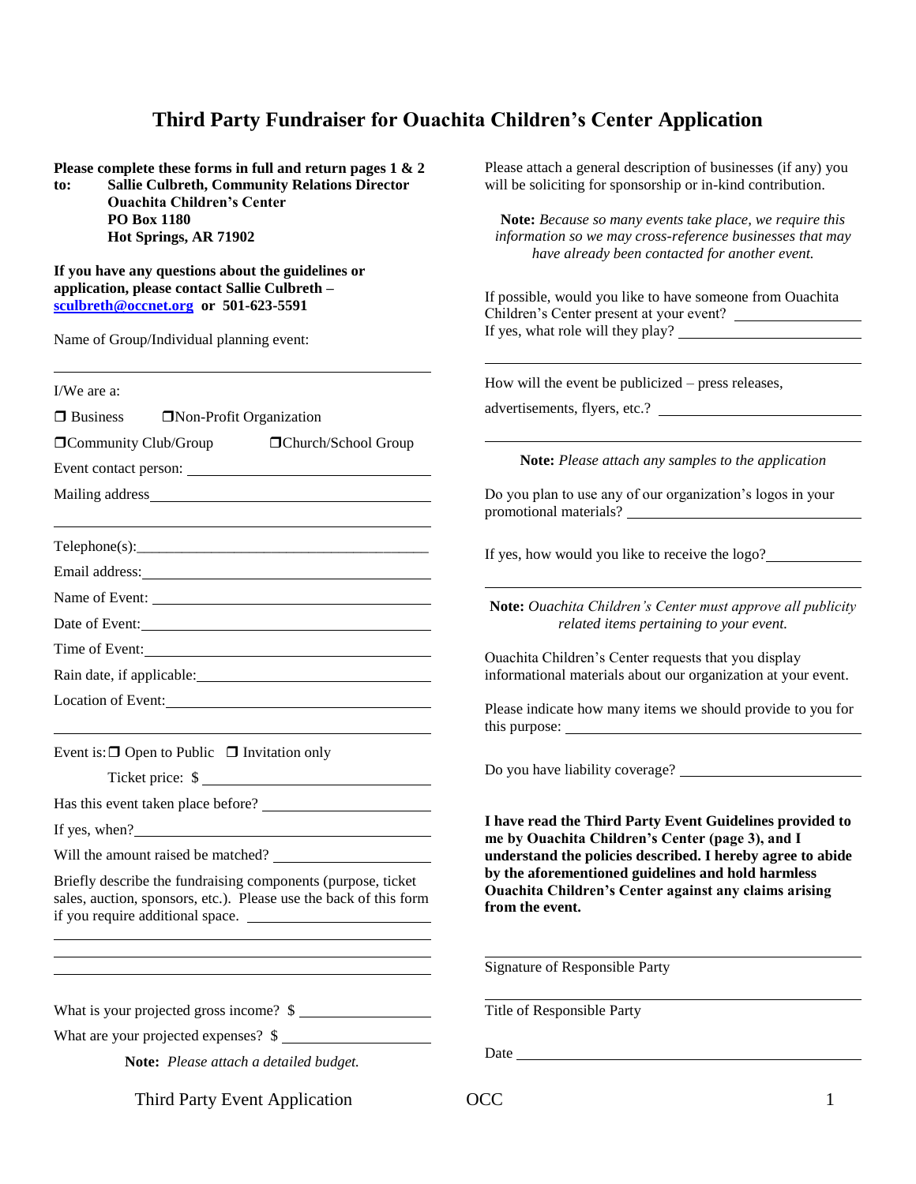# Third Party Fundraiser for Ouachita Children's Center Application

**Please complete these forms in full and return pages 1 & 2 to:** **Sallie Culbreth, Community Relations Director**
**Ouachita Children's Center**
**PO Box 1180**
**Hot Springs, AR 71902**

**If you have any questions about the guidelines or application, please contact Sallie Culbreth – [sculbreth@occnet.org](mailto:sculbreth@occnet.org) or 501-623-5591**

Name of Group/Individual planning event:

______________________________

I/We are a:

☐ Business ☐ Non-Profit Organization

☐ Community Club/Group ☐ Church/School Group

Event contact person: ______________________________

Mailing address ______________________________

______________________________

Telephone(s): ______________________________

Email address: ______________________________

Name of Event: ______________________________

Date of Event: ______________________________

Time of Event: ______________________________

Rain date, if applicable: ______________________________

Location of Event: ______________________________

______________________________

Event is: ☐ Open to Public ☐ Invitation only

Ticket price: $ ______________________________

Has this event taken place before? ______________________________

If yes, when? ______________________________

Will the amount raised be matched? ______________________________

Briefly describe the fundraising components (purpose, ticket sales, auction, sponsors, etc.). Please use the back of this form if you require additional space. ______________________________

______________________________

______________________________

______________________________

What is your projected gross income? $ ______________________________

What are your projected expenses? $ ______________________________

**Note:** *Please attach a detailed budget.*

Please attach a general description of businesses (if any) you will be soliciting for sponsorship or in-kind contribution.

**Note:** *Because so many events take place, we require this information so we may cross-reference businesses that may have already been contacted for another event.*

If possible, would you like to have someone from Ouachita Children's Center present at your event? ______________________________
If yes, what role will they play? ______________________________

______________________________

How will the event be publicized – press releases, advertisements, flyers, etc.? ______________________________

______________________________

**Note:** *Please attach any samples to the application*

Do you plan to use any of our organization's logos in your promotional materials? ______________________________

If yes, how would you like to receive the logo? ______________________________

______________________________

**Note:** *Ouachita Children's Center must approve all publicity related items pertaining to your event.*

Ouachita Children's Center requests that you display informational materials about our organization at your event.

Please indicate how many items we should provide to you for this purpose: ______________________________

Do you have liability coverage? ______________________________

**I have read the Third Party Event Guidelines provided to me by Ouachita Children's Center (page 3), and I understand the policies described. I hereby agree to abide by the aforementioned guidelines and hold harmless Ouachita Children's Center against any claims arising from the event.**

______________________________
Signature of Responsible Party

______________________________
Title of Responsible Party

Date ______________________________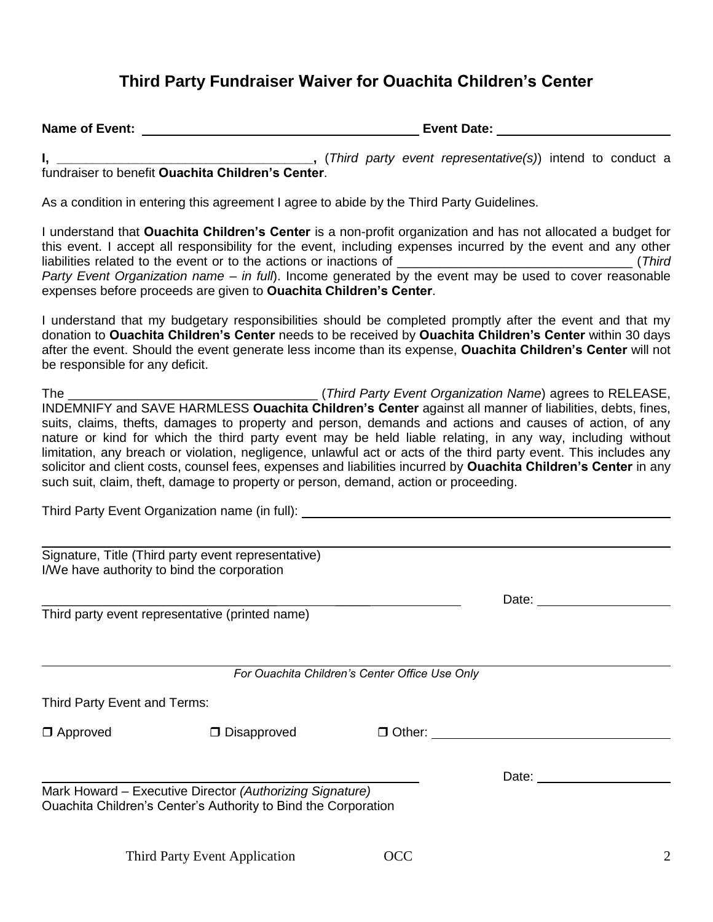# Third Party Fundraiser Waiver for Ouachita Children's Center

**Name of Event:** ______________________________ **Event Date:** ____________________

**I,** ________________________________**,** (*Third party event representative(s)*) intend to conduct a fundraiser to benefit **Ouachita Children's Center**.

As a condition in entering this agreement I agree to abide by the Third Party Guidelines.

I understand that **Ouachita Children's Center** is a non-profit organization and has not allocated a budget for this event. I accept all responsibility for the event, including expenses incurred by the event and any other liabilities related to the event or to the actions or inactions of ______________________________ (*Third Party Event Organization name – in full*). Income generated by the event may be used to cover reasonable expenses before proceeds are given to **Ouachita Children's Center**.

I understand that my budgetary responsibilities should be completed promptly after the event and that my donation to **Ouachita Children's Center** needs to be received by **Ouachita Children's Center** within 30 days after the event. Should the event generate less income than its expense, **Ouachita Children's Center** will not be responsible for any deficit.

The ________________________________ (*Third Party Event Organization Name*) agrees to RELEASE, INDEMNIFY and SAVE HARMLESS **Ouachita Children's Center** against all manner of liabilities, debts, fines, suits, claims, thefts, damages to property and person, demands and actions and causes of action, of any nature or kind for which the third party event may be held liable relating, in any way, including without limitation, any breach or violation, negligence, unlawful act or acts of the third party event. This includes any solicitor and client costs, counsel fees, expenses and liabilities incurred by **Ouachita Children's Center** in any such suit, claim, theft, damage to property or person, demand, action or proceeding.

Third Party Event Organization name (in full): ______________________________

______________________________

Signature, Title (Third party event representative)
I/We have authority to bind the corporation

______________________________ Date: ____________________

Third party event representative (printed name)

---

*For Ouachita Children's Center Office Use Only*

Third Party Event and Terms:

❒ Approved ❒ Disapproved ❒ Other: ______________________________

______________________________ Date: ____________________

Mark Howard – Executive Director *(Authorizing Signature)*
Ouachita Children's Center's Authority to Bind the Corporation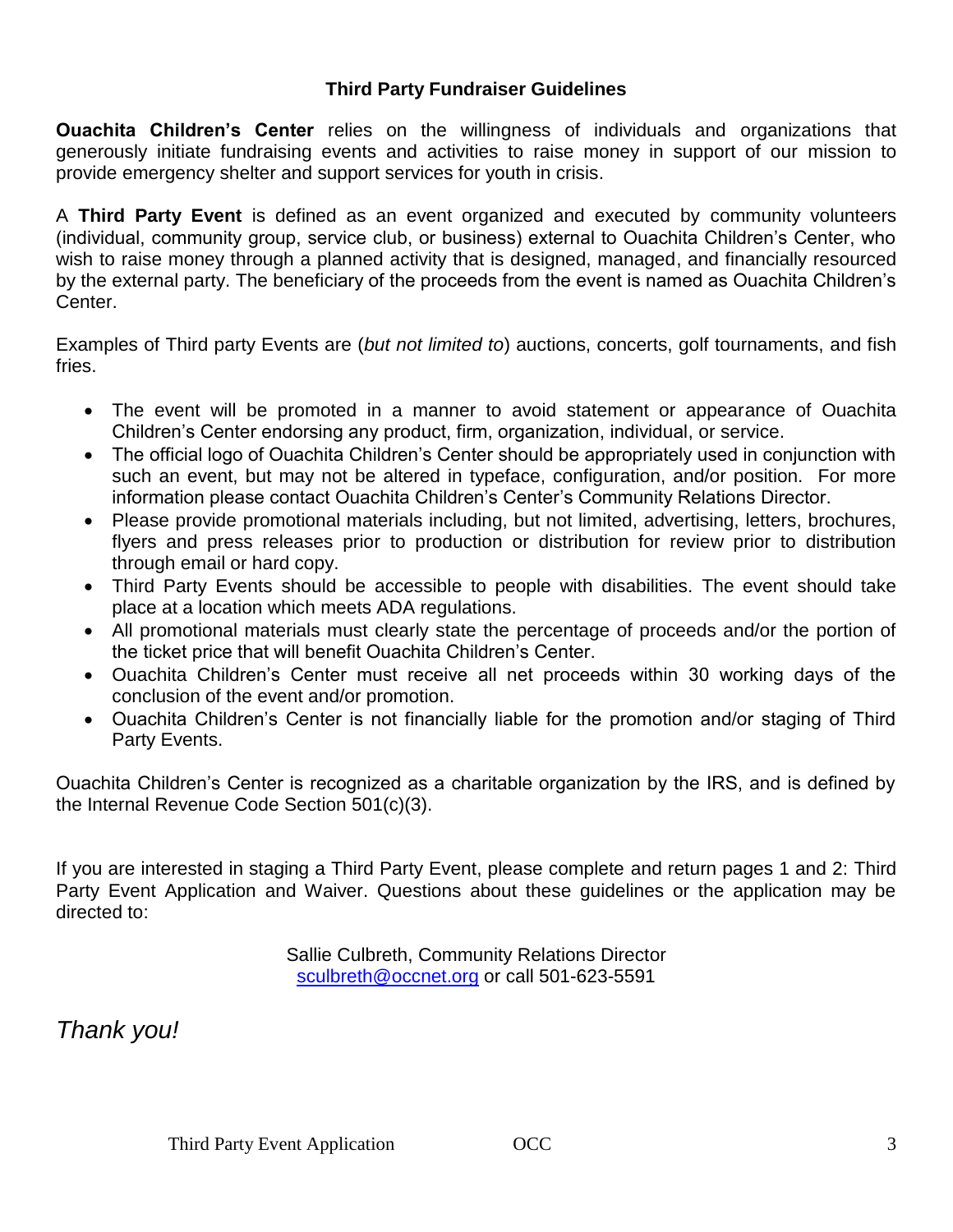## Third Party Fundraiser Guidelines

**Ouachita Children's Center** relies on the willingness of individuals and organizations that generously initiate fundraising events and activities to raise money in support of our mission to provide emergency shelter and support services for youth in crisis.

A **Third Party Event** is defined as an event organized and executed by community volunteers (individual, community group, service club, or business) external to Ouachita Children's Center, who wish to raise money through a planned activity that is designed, managed, and financially resourced by the external party. The beneficiary of the proceeds from the event is named as Ouachita Children's Center.

Examples of Third party Events are (*but not limited to*) auctions, concerts, golf tournaments, and fish fries.

- The event will be promoted in a manner to avoid statement or appearance of Ouachita Children's Center endorsing any product, firm, organization, individual, or service.
- The official logo of Ouachita Children's Center should be appropriately used in conjunction with such an event, but may not be altered in typeface, configuration, and/or position. For more information please contact Ouachita Children's Center's Community Relations Director.
- Please provide promotional materials including, but not limited, advertising, letters, brochures, flyers and press releases prior to production or distribution for review prior to distribution through email or hard copy.
- Third Party Events should be accessible to people with disabilities. The event should take place at a location which meets ADA regulations.
- All promotional materials must clearly state the percentage of proceeds and/or the portion of the ticket price that will benefit Ouachita Children's Center.
- Ouachita Children's Center must receive all net proceeds within 30 working days of the conclusion of the event and/or promotion.
- Ouachita Children's Center is not financially liable for the promotion and/or staging of Third Party Events.

Ouachita Children's Center is recognized as a charitable organization by the IRS, and is defined by the Internal Revenue Code Section 501(c)(3).

If you are interested in staging a Third Party Event, please complete and return pages 1 and 2: Third Party Event Application and Waiver. Questions about these guidelines or the application may be directed to:

Sallie Culbreth, Community Relations Director
sculbreth@occnet.org or call 501-623-5591

*Thank you!*